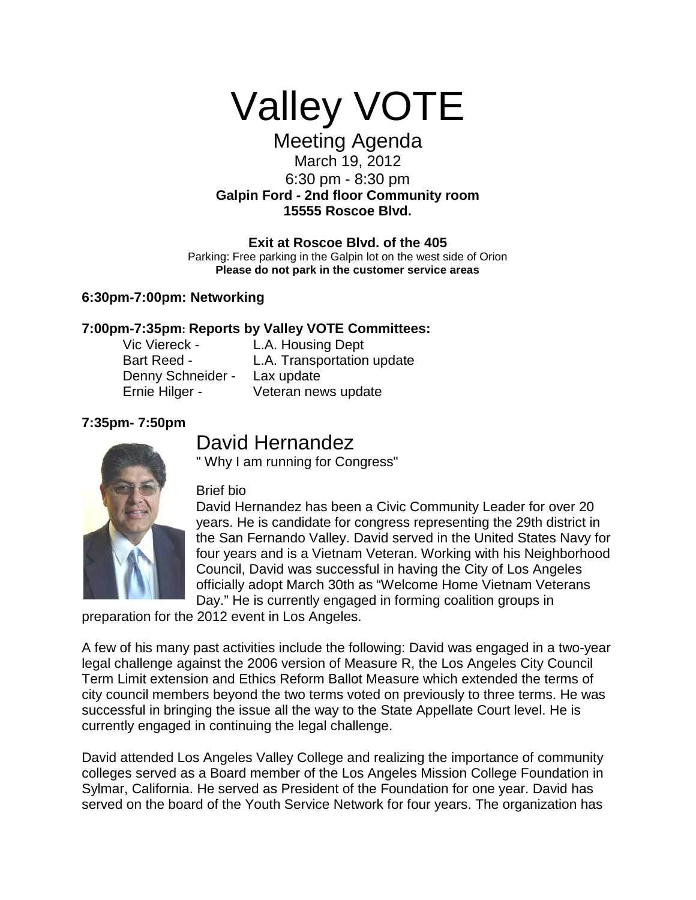# Valley VOTE

## Meeting Agenda

March 19, 2012
6:30 pm - 8:30 pm
**Galpin Ford - 2nd floor Community room**
**15555 Roscoe Blvd.**

**Exit at Roscoe Blvd. of the 405**
Parking: Free parking in the Galpin lot on the west side of Orion
**Please do not park in the customer service areas**

**6:30pm-7:00pm: Networking**

**7:00pm-7:35pm: Reports by Valley VOTE Committees:**

| | |
|---|---|
| Vic Viereck - | L.A. Housing Dept |
| Bart Reed - | L.A. Transportation update |
| Denny Schneider - | Lax update |
| Ernie Hilger - | Veteran news update |

**7:35pm- 7:50pm**

## David Hernandez

" Why I am running for Congress"

Brief bio

David Hernandez has been a Civic Community Leader for over 20 years. He is candidate for congress representing the 29th district in the San Fernando Valley. David served in the United States Navy for four years and is a Vietnam Veteran. Working with his Neighborhood Council, David was successful in having the City of Los Angeles officially adopt March 30th as "Welcome Home Vietnam Veterans Day." He is currently engaged in forming coalition groups in preparation for the 2012 event in Los Angeles.

A few of his many past activities include the following: David was engaged in a two-year legal challenge against the 2006 version of Measure R, the Los Angeles City Council Term Limit extension and Ethics Reform Ballot Measure which extended the terms of city council members beyond the two terms voted on previously to three terms. He was successful in bringing the issue all the way to the State Appellate Court level. He is currently engaged in continuing the legal challenge.

David attended Los Angeles Valley College and realizing the importance of community colleges served as a Board member of the Los Angeles Mission College Foundation in Sylmar, California. He served as President of the Foundation for one year. David has served on the board of the Youth Service Network for four years. The organization has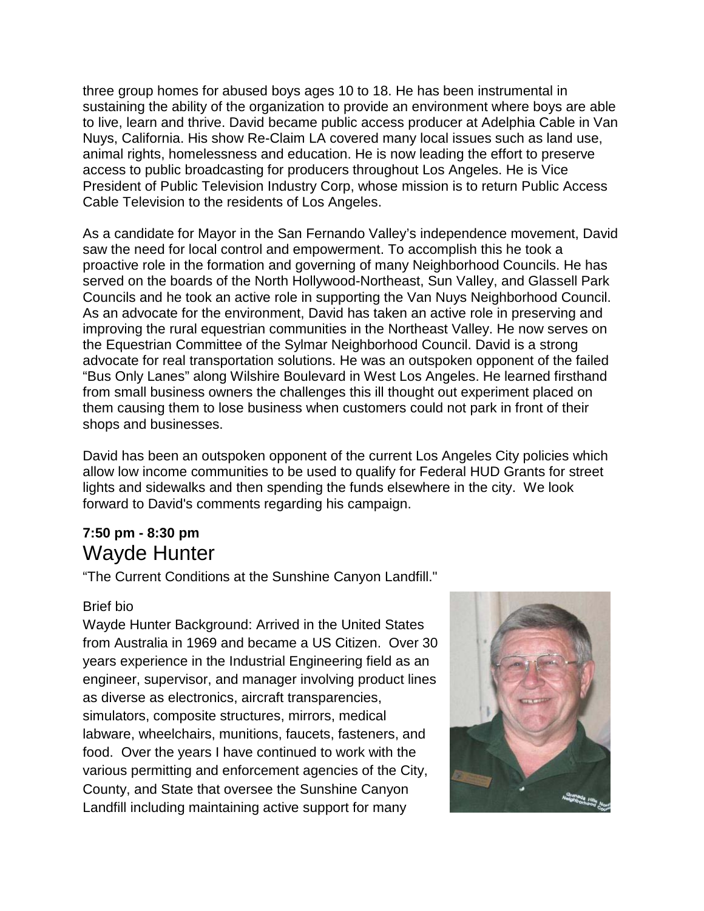three group homes for abused boys ages 10 to 18. He has been instrumental in sustaining the ability of the organization to provide an environment where boys are able to live, learn and thrive. David became public access producer at Adelphia Cable in Van Nuys, California. His show Re-Claim LA covered many local issues such as land use, animal rights, homelessness and education. He is now leading the effort to preserve access to public broadcasting for producers throughout Los Angeles. He is Vice President of Public Television Industry Corp, whose mission is to return Public Access Cable Television to the residents of Los Angeles.

As a candidate for Mayor in the San Fernando Valley's independence movement, David saw the need for local control and empowerment. To accomplish this he took a proactive role in the formation and governing of many Neighborhood Councils. He has served on the boards of the North Hollywood-Northeast, Sun Valley, and Glassell Park Councils and he took an active role in supporting the Van Nuys Neighborhood Council. As an advocate for the environment, David has taken an active role in preserving and improving the rural equestrian communities in the Northeast Valley. He now serves on the Equestrian Committee of the Sylmar Neighborhood Council. David is a strong advocate for real transportation solutions. He was an outspoken opponent of the failed "Bus Only Lanes" along Wilshire Boulevard in West Los Angeles. He learned firsthand from small business owners the challenges this ill thought out experiment placed on them causing them to lose business when customers could not park in front of their shops and businesses.

David has been an outspoken opponent of the current Los Angeles City policies which allow low income communities to be used to qualify for Federal HUD Grants for street lights and sidewalks and then spending the funds elsewhere in the city. We look forward to David's comments regarding his campaign.

**7:50 pm - 8:30 pm**

## Wayde Hunter

"The Current Conditions at the Sunshine Canyon Landfill."

Brief bio

Wayde Hunter Background: Arrived in the United States from Australia in 1969 and became a US Citizen. Over 30 years experience in the Industrial Engineering field as an engineer, supervisor, and manager involving product lines as diverse as electronics, aircraft transparencies, simulators, composite structures, mirrors, medical labware, wheelchairs, munitions, faucets, fasteners, and food. Over the years I have continued to work with the various permitting and enforcement agencies of the City, County, and State that oversee the Sunshine Canyon Landfill including maintaining active support for many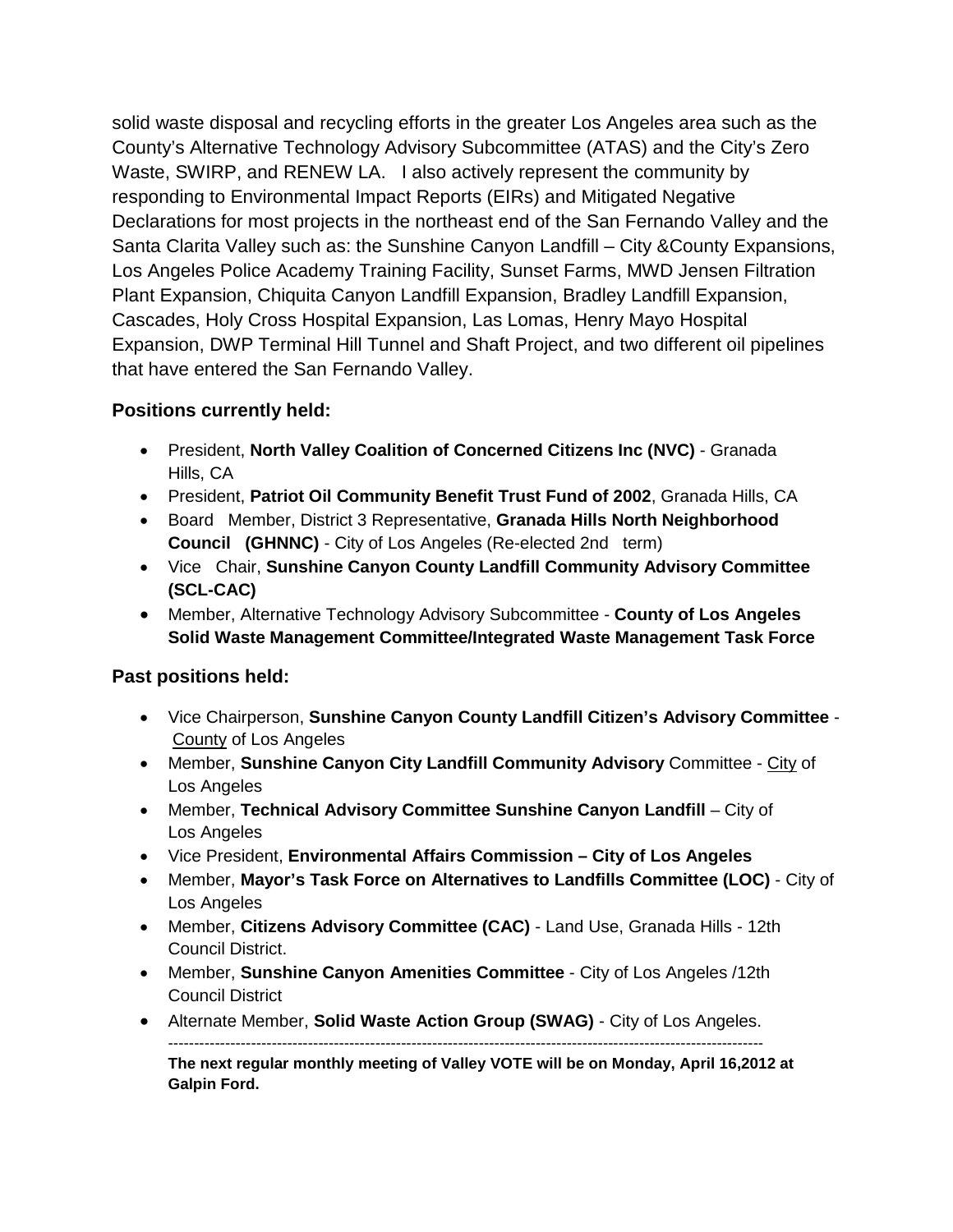solid waste disposal and recycling efforts in the greater Los Angeles area such as the County's Alternative Technology Advisory Subcommittee (ATAS) and the City's Zero Waste, SWIRP, and RENEW LA. I also actively represent the community by responding to Environmental Impact Reports (EIRs) and Mitigated Negative Declarations for most projects in the northeast end of the San Fernando Valley and the Santa Clarita Valley such as: the Sunshine Canyon Landfill – City &County Expansions, Los Angeles Police Academy Training Facility, Sunset Farms, MWD Jensen Filtration Plant Expansion, Chiquita Canyon Landfill Expansion, Bradley Landfill Expansion, Cascades, Holy Cross Hospital Expansion, Las Lomas, Henry Mayo Hospital Expansion, DWP Terminal Hill Tunnel and Shaft Project, and two different oil pipelines that have entered the San Fernando Valley.

### Positions currently held:

- President, **North Valley Coalition of Concerned Citizens Inc (NVC)** - Granada Hills, CA
- President, **Patriot Oil Community Benefit Trust Fund of 2002**, Granada Hills, CA
- Board Member, District 3 Representative, **Granada Hills North Neighborhood Council (GHNNC)** - City of Los Angeles (Re-elected 2nd term)
- Vice Chair, **Sunshine Canyon County Landfill Community Advisory Committee (SCL-CAC)**
- Member, Alternative Technology Advisory Subcommittee - **County of Los Angeles Solid Waste Management Committee/Integrated Waste Management Task Force**

### Past positions held:

- Vice Chairperson, **Sunshine Canyon County Landfill Citizen's Advisory Committee** - County of Los Angeles
- Member, **Sunshine Canyon City Landfill Community Advisory** Committee - City of Los Angeles
- Member, **Technical Advisory Committee Sunshine Canyon Landfill** – City of Los Angeles
- Vice President, **Environmental Affairs Commission – City of Los Angeles**
- Member, **Mayor's Task Force on Alternatives to Landfills Committee (LOC)** - City of Los Angeles
- Member, **Citizens Advisory Committee (CAC)** - Land Use, Granada Hills - 12th Council District.
- Member, **Sunshine Canyon Amenities Committee** - City of Los Angeles /12th Council District
- Alternate Member, **Solid Waste Action Group (SWAG)** - City of Los Angeles.

---

**The next regular monthly meeting of Valley VOTE will be on Monday, April 16,2012 at Galpin Ford.**